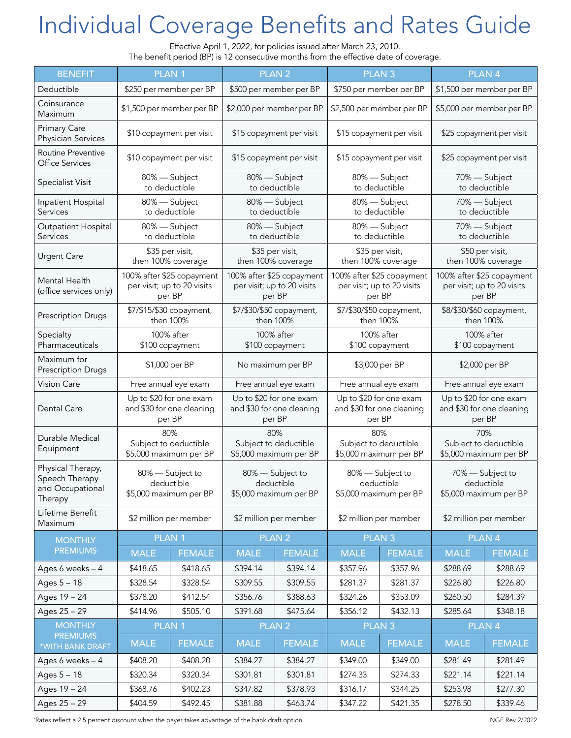# Individual Coverage Benefits and Rates Guide

Effective April 1, 2022, for policies issued after March 23, 2010.
The benefit period (BP) is 12 consecutive months from the effective date of coverage.

| BENEFIT | PLAN 1 | PLAN 2 | PLAN 3 | PLAN 4 |
|---|---|---|---|---|
| Deductible | $250 per member per BP | $500 per member per BP | $750 per member per BP | $1,500 per member per BP |
| Coinsurance Maximum | $1,500 per member per BP | $2,000 per member per BP | $2,500 per member per BP | $5,000 per member per BP |
| Primary Care Physician Services | $10 copayment per visit | $15 copayment per visit | $15 copayment per visit | $25 copayment per visit |
| Routine Preventive Office Services | $10 copayment per visit | $15 copayment per visit | $15 copayment per visit | $25 copayment per visit |
| Specialist Visit | 80% — Subject to deductible | 80% — Subject to deductible | 80% — Subject to deductible | 70% — Subject to deductible |
| Inpatient Hospital Services | 80% — Subject to deductible | 80% — Subject to deductible | 80% — Subject to deductible | 70% — Subject to deductible |
| Outpatient Hospital Services | 80% — Subject to deductible | 80% — Subject to deductible | 80% — Subject to deductible | 70% — Subject to deductible |
| Urgent Care | $35 per visit, then 100% coverage | $35 per visit, then 100% coverage | $35 per visit, then 100% coverage | $50 per visit, then 100% coverage |
| Mental Health (office services only) | 100% after $25 copayment per visit; up to 20 visits per BP | 100% after $25 copayment per visit; up to 20 visits per BP | 100% after $25 copayment per visit; up to 20 visits per BP | 100% after $25 copayment per visit; up to 20 visits per BP |
| Prescription Drugs | $7/$15/$30 copayment, then 100% | $7/$30/$50 copayment, then 100% | $7/$30/$50 copayment, then 100% | $8/$30/$60 copayment, then 100% |
| Specialty Pharmaceuticals | 100% after $100 copayment | 100% after $100 copayment | 100% after $100 copayment | 100% after $100 copayment |
| Maximum for Prescription Drugs | $1,000 per BP | No maximum per BP | $3,000 per BP | $2,000 per BP |
| Vision Care | Free annual eye exam | Free annual eye exam | Free annual eye exam | Free annual eye exam |
| Dental Care | Up to $20 for one exam and $30 for one cleaning per BP | Up to $20 for one exam and $30 for one cleaning per BP | Up to $20 for one exam and $30 for one cleaning per BP | Up to $20 for one exam and $30 for one cleaning per BP |
| Durable Medical Equipment | 80% Subject to deductible $5,000 maximum per BP | 80% Subject to deductible $5,000 maximum per BP | 80% Subject to deductible $5,000 maximum per BP | 70% Subject to deductible $5,000 maximum per BP |
| Physical Therapy, Speech Therapy and Occupational Therapy | 80% — Subject to deductible $5,000 maximum per BP | 80% — Subject to deductible $5,000 maximum per BP | 80% — Subject to deductible $5,000 maximum per BP | 70% — Subject to deductible $5,000 maximum per BP |
| Lifetime Benefit Maximum | $2 million per member | $2 million per member | $2 million per member | $2 million per member |

| MONTHLY PREMIUMS | PLAN 1 | | PLAN 2 | | PLAN 3 | | PLAN 4 | |
|---|---|---|---|---|---|---|---|---|
| | MALE | FEMALE | MALE | FEMALE | MALE | FEMALE | MALE | FEMALE |
| Ages 6 weeks – 4 | $418.65 | $418.65 | $394.14 | $394.14 | $357.96 | $357.96 | $288.69 | $288.69 |
| Ages 5 – 18 | $328.54 | $328.54 | $309.55 | $309.55 | $281.37 | $281.37 | $226.80 | $226.80 |
| Ages 19 – 24 | $378.20 | $412.54 | $356.76 | $388.63 | $324.26 | $353.09 | $260.50 | $284.39 |
| Ages 25 – 29 | $414.96 | $505.10 | $391.68 | $475.64 | $356.12 | $432.13 | $285.64 | $348.18 |

| MONTHLY PREMIUMS *WITH BANK DRAFT | PLAN 1 | | PLAN 2 | | PLAN 3 | | PLAN 4 | |
|---|---|---|---|---|---|---|---|---|
| | MALE | FEMALE | MALE | FEMALE | MALE | FEMALE | MALE | FEMALE |
| Ages 6 weeks – 4 | $408.20 | $408.20 | $384.27 | $384.27 | $349.00 | $349.00 | $281.49 | $281.49 |
| Ages 5 – 18 | $320.34 | $320.34 | $301.81 | $301.81 | $274.33 | $274.33 | $221.14 | $221.14 |
| Ages 19 – 24 | $368.76 | $402.23 | $347.82 | $378.93 | $316.17 | $344.25 | $253.98 | $277.30 |
| Ages 25 – 29 | $404.59 | $492.45 | $381.88 | $463.74 | $347.22 | $421.35 | $278.50 | $339.46 |

*Rates reflect a 2.5 percent discount when the payer takes advantage of the bank draft option.

NGF Rev 2/2022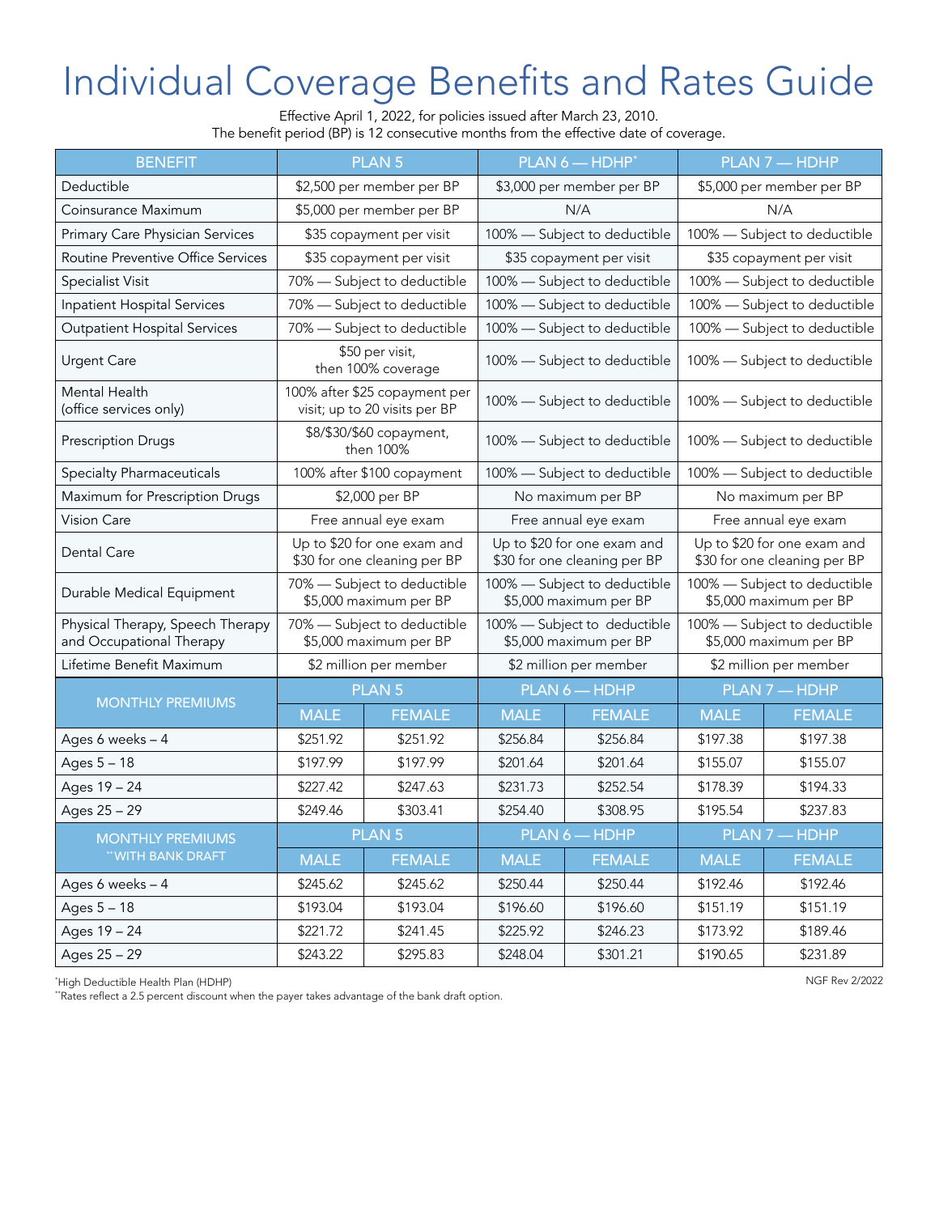# Individual Coverage Benefits and Rates Guide

Effective April 1, 2022, for policies issued after March 23, 2010.
The benefit period (BP) is 12 consecutive months from the effective date of coverage.

| BENEFIT | PLAN 5 | PLAN 6 — HDHP* | PLAN 7 — HDHP |
|---|---|---|---|
| Deductible | $2,500 per member per BP | $3,000 per member per BP | $5,000 per member per BP |
| Coinsurance Maximum | $5,000 per member per BP | N/A | N/A |
| Primary Care Physician Services | $35 copayment per visit | 100% — Subject to deductible | 100% — Subject to deductible |
| Routine Preventive Office Services | $35 copayment per visit | $35 copayment per visit | $35 copayment per visit |
| Specialist Visit | 70% — Subject to deductible | 100% — Subject to deductible | 100% — Subject to deductible |
| Inpatient Hospital Services | 70% — Subject to deductible | 100% — Subject to deductible | 100% — Subject to deductible |
| Outpatient Hospital Services | 70% — Subject to deductible | 100% — Subject to deductible | 100% — Subject to deductible |
| Urgent Care | $50 per visit, then 100% coverage | 100% — Subject to deductible | 100% — Subject to deductible |
| Mental Health (office services only) | 100% after $25 copayment per visit; up to 20 visits per BP | 100% — Subject to deductible | 100% — Subject to deductible |
| Prescription Drugs | $8/$30/$60 copayment, then 100% | 100% — Subject to deductible | 100% — Subject to deductible |
| Specialty Pharmaceuticals | 100% after $100 copayment | 100% — Subject to deductible | 100% — Subject to deductible |
| Maximum for Prescription Drugs | $2,000 per BP | No maximum per BP | No maximum per BP |
| Vision Care | Free annual eye exam | Free annual eye exam | Free annual eye exam |
| Dental Care | Up to $20 for one exam and $30 for one cleaning per BP | Up to $20 for one exam and $30 for one cleaning per BP | Up to $20 for one exam and $30 for one cleaning per BP |
| Durable Medical Equipment | 70% — Subject to deductible $5,000 maximum per BP | 100% — Subject to deductible $5,000 maximum per BP | 100% — Subject to deductible $5,000 maximum per BP |
| Physical Therapy, Speech Therapy and Occupational Therapy | 70% — Subject to deductible $5,000 maximum per BP | 100% — Subject to deductible $5,000 maximum per BP | 100% — Subject to deductible $5,000 maximum per BP |
| Lifetime Benefit Maximum | $2 million per member | $2 million per member | $2 million per member |

| MONTHLY PREMIUMS | PLAN 5 | | PLAN 6 — HDHP | | PLAN 7 — HDHP | |
|---|---|---|---|---|---|---|
| | MALE | FEMALE | MALE | FEMALE | MALE | FEMALE |
| Ages 6 weeks – 4 | $251.92 | $251.92 | $256.84 | $256.84 | $197.38 | $197.38 |
| Ages 5 – 18 | $197.99 | $197.99 | $201.64 | $201.64 | $155.07 | $155.07 |
| Ages 19 – 24 | $227.42 | $247.63 | $231.73 | $252.54 | $178.39 | $194.33 |
| Ages 25 – 29 | $249.46 | $303.41 | $254.40 | $308.95 | $195.54 | $237.83 |

| MONTHLY PREMIUMS **WITH BANK DRAFT | PLAN 5 | | PLAN 6 — HDHP | | PLAN 7 — HDHP | |
|---|---|---|---|---|---|---|
| | MALE | FEMALE | MALE | FEMALE | MALE | FEMALE |
| Ages 6 weeks – 4 | $245.62 | $245.62 | $250.44 | $250.44 | $192.46 | $192.46 |
| Ages 5 – 18 | $193.04 | $193.04 | $196.60 | $196.60 | $151.19 | $151.19 |
| Ages 19 – 24 | $221.72 | $241.45 | $225.92 | $246.23 | $173.92 | $189.46 |
| Ages 25 – 29 | $243.22 | $295.83 | $248.04 | $301.21 | $190.65 | $231.89 |

*High Deductible Health Plan (HDHP)

**Rates reflect a 2.5 percent discount when the payer takes advantage of the bank draft option.

NGF Rev 2/2022